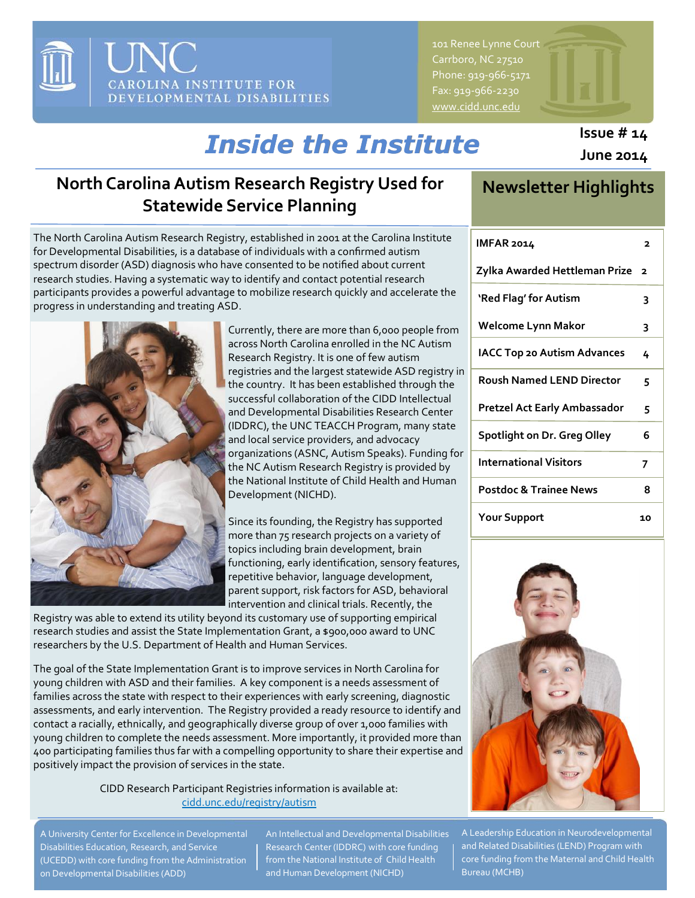# UNC Carolina Institute for Developmental Disabilities

101 Renee Lynne Court
Carrboro, NC 27510
Phone: 919-966-5171
Fax: 919-966-2230
www.cidd.unc.edu

# *Inside the Institute*

**Issue # 14**
**June 2014**

## North Carolina Autism Research Registry Used for Statewide Service Planning

The North Carolina Autism Research Registry, established in 2001 at the Carolina Institute for Developmental Disabilities, is a database of individuals with a confirmed autism spectrum disorder (ASD) diagnosis who have consented to be notified about current research studies. Having a systematic way to identify and contact potential research participants provides a powerful advantage to mobilize research quickly and accelerate the progress in understanding and treating ASD.

Currently, there are more than 6,000 people from across North Carolina enrolled in the NC Autism Research Registry. It is one of few autism registries and the largest statewide ASD registry in the country. It has been established through the successful collaboration of the CIDD Intellectual and Developmental Disabilities Research Center (IDDRC), the UNC TEACCH Program, many state and local service providers, and advocacy organizations (ASNC, Autism Speaks). Funding for the NC Autism Research Registry is provided by the National Institute of Child Health and Human Development (NICHD).

Since its founding, the Registry has supported more than 75 research projects on a variety of topics including brain development, brain functioning, early identification, sensory features, repetitive behavior, language development, parent support, risk factors for ASD, behavioral intervention and clinical trials. Recently, the Registry was able to extend its utility beyond its customary use of supporting empirical research studies and assist the State Implementation Grant, a $900,000 award to UNC researchers by the U.S. Department of Health and Human Services.

The goal of the State Implementation Grant is to improve services in North Carolina for young children with ASD and their families. A key component is a needs assessment of families across the state with respect to their experiences with early screening, diagnostic assessments, and early intervention. The Registry provided a ready resource to identify and contact a racially, ethnically, and geographically diverse group of over 1,000 families with young children to complete the needs assessment. More importantly, it provided more than 400 participating families thus far with a compelling opportunity to share their expertise and positively impact the provision of services in the state.

CIDD Research Participant Registries information is available at: cidd.unc.edu/registry/autism

## Newsletter Highlights

| | |
|---|---|
| IMFAR 2014 | 2 |
| Zylka Awarded Hettleman Prize | 2 |
| 'Red Flag' for Autism | 3 |
| Welcome Lynn Makor | 3 |
| IACC Top 20 Autism Advances | 4 |
| Roush Named LEND Director | 5 |
| Pretzel Act Early Ambassador | 5 |
| Spotlight on Dr. Greg Olley | 6 |
| International Visitors | 7 |
| Postdoc & Trainee News | 8 |
| Your Support | 10 |

A University Center for Excellence in Developmental Disabilities Education, Research, and Service (UCEDD) with core funding from the Administration on Developmental Disabilities (ADD)

An Intellectual and Developmental Disabilities Research Center (IDDRC) with core funding from the National Institute of Child Health and Human Development (NICHD)

A Leadership Education in Neurodevelopmental and Related Disabilities (LEND) Program with core funding from the Maternal and Child Health Bureau (MCHB)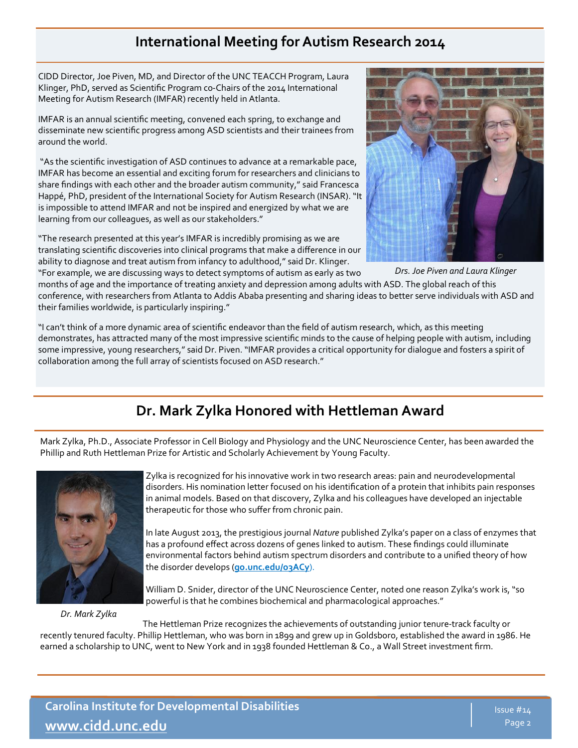## International Meeting for Autism Research 2014

CIDD Director, Joe Piven, MD, and Director of the UNC TEACCH Program, Laura Klinger, PhD, served as Scientific Program co-Chairs of the 2014 International Meeting for Autism Research (IMFAR) recently held in Atlanta.

IMFAR is an annual scientific meeting, convened each spring, to exchange and disseminate new scientific progress among ASD scientists and their trainees from around the world.

"As the scientific investigation of ASD continues to advance at a remarkable pace, IMFAR has become an essential and exciting forum for researchers and clinicians to share findings with each other and the broader autism community," said Francesca Happé, PhD, president of the International Society for Autism Research (INSAR). "It is impossible to attend IMFAR and not be inspired and energized by what we are learning from our colleagues, as well as our stakeholders."

"The research presented at this year's IMFAR is incredibly promising as we are translating scientific discoveries into clinical programs that make a difference in our ability to diagnose and treat autism from infancy to adulthood," said Dr. Klinger. "For example, we are discussing ways to detect symptoms of autism as early as two months of age and the importance of treating anxiety and depression among adults with ASD. The global reach of this conference, with researchers from Atlanta to Addis Ababa presenting and sharing ideas to better serve individuals with ASD and their families worldwide, is particularly inspiring."

*Drs. Joe Piven and Laura Klinger*

"I can't think of a more dynamic area of scientific endeavor than the field of autism research, which, as this meeting demonstrates, has attracted many of the most impressive scientific minds to the cause of helping people with autism, including some impressive, young researchers," said Dr. Piven. "IMFAR provides a critical opportunity for dialogue and fosters a spirit of collaboration among the full array of scientists focused on ASD research."

## Dr. Mark Zylka Honored with Hettleman Award

Mark Zylka, Ph.D., Associate Professor in Cell Biology and Physiology and the UNC Neuroscience Center, has been awarded the Phillip and Ruth Hettleman Prize for Artistic and Scholarly Achievement by Young Faculty.

Zylka is recognized for his innovative work in two research areas: pain and neurodevelopmental disorders. His nomination letter focused on his identification of a protein that inhibits pain responses in animal models. Based on that discovery, Zylka and his colleagues have developed an injectable therapeutic for those who suffer from chronic pain.

In late August 2013, the prestigious journal *Nature* published Zylka's paper on a class of enzymes that has a profound effect across dozens of genes linked to autism. These findings could illuminate environmental factors behind autism spectrum disorders and contribute to a unified theory of how the disorder develops (**go.unc.edu/03ACy**).

William D. Snider, director of the UNC Neuroscience Center, noted one reason Zylka's work is, "so powerful is that he combines biochemical and pharmacological approaches."

*Dr. Mark Zylka*

The Hettleman Prize recognizes the achievements of outstanding junior tenure-track faculty or recently tenured faculty. Phillip Hettleman, who was born in 1899 and grew up in Goldsboro, established the award in 1986. He earned a scholarship to UNC, went to New York and in 1938 founded Hettleman & Co., a Wall Street investment firm.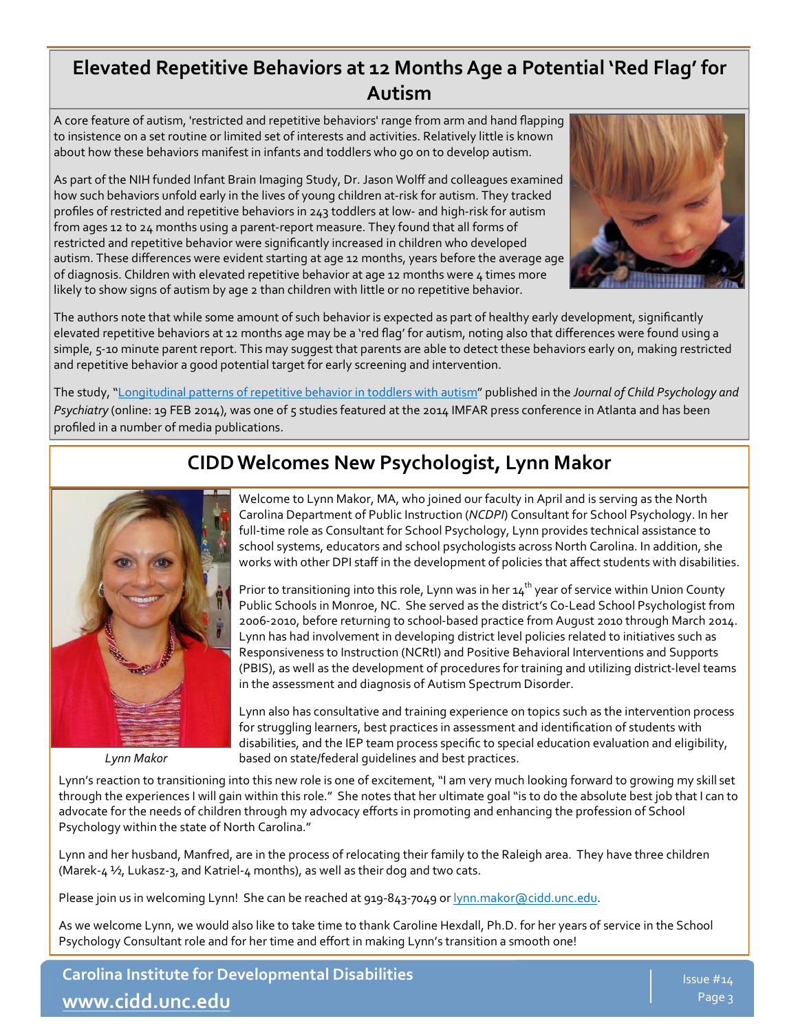## Elevated Repetitive Behaviors at 12 Months Age a Potential 'Red Flag' for Autism

A core feature of autism, 'restricted and repetitive behaviors' range from arm and hand flapping to insistence on a set routine or limited set of interests and activities. Relatively little is known about how these behaviors manifest in infants and toddlers who go on to develop autism.

As part of the NIH funded Infant Brain Imaging Study, Dr. Jason Wolff and colleagues examined how such behaviors unfold early in the lives of young children at-risk for autism. They tracked profiles of restricted and repetitive behaviors in 243 toddlers at low- and high-risk for autism from ages 12 to 24 months using a parent-report measure. They found that all forms of restricted and repetitive behavior were significantly increased in children who developed autism. These differences were evident starting at age 12 months, years before the average age of diagnosis. Children with elevated repetitive behavior at age 12 months were 4 times more likely to show signs of autism by age 2 than children with little or no repetitive behavior.

The authors note that while some amount of such behavior is expected as part of healthy early development, significantly elevated repetitive behaviors at 12 months age may be a 'red flag' for autism, noting also that differences were found using a simple, 5-10 minute parent report. This may suggest that parents are able to detect these behaviors early on, making restricted and repetitive behavior a good potential target for early screening and intervention.

The study, "Longitudinal patterns of repetitive behavior in toddlers with autism" published in the *Journal of Child Psychology and Psychiatry* (online: 19 FEB 2014), was one of 5 studies featured at the 2014 IMFAR press conference in Atlanta and has been profiled in a number of media publications.

## CIDD Welcomes New Psychologist, Lynn Makor

*Lynn Makor*

Welcome to Lynn Makor, MA, who joined our faculty in April and is serving as the North Carolina Department of Public Instruction (*NCDPI*) Consultant for School Psychology. In her full-time role as Consultant for School Psychology, Lynn provides technical assistance to school systems, educators and school psychologists across North Carolina. In addition, she works with other DPI staff in the development of policies that affect students with disabilities.

Prior to transitioning into this role, Lynn was in her 14th year of service within Union County Public Schools in Monroe, NC. She served as the district's Co-Lead School Psychologist from 2006-2010, before returning to school-based practice from August 2010 through March 2014. Lynn has had involvement in developing district level policies related to initiatives such as Responsiveness to Instruction (NCRtI) and Positive Behavioral Interventions and Supports (PBIS), as well as the development of procedures for training and utilizing district-level teams in the assessment and diagnosis of Autism Spectrum Disorder.

Lynn also has consultative and training experience on topics such as the intervention process for struggling learners, best practices in assessment and identification of students with disabilities, and the IEP team process specific to special education evaluation and eligibility, based on state/federal guidelines and best practices.

Lynn's reaction to transitioning into this new role is one of excitement, "I am very much looking forward to growing my skill set through the experiences I will gain within this role." She notes that her ultimate goal "is to do the absolute best job that I can to advocate for the needs of children through my advocacy efforts in promoting and enhancing the profession of School Psychology within the state of North Carolina."

Lynn and her husband, Manfred, are in the process of relocating their family to the Raleigh area. They have three children (Marek-4 ½, Lukasz-3, and Katriel-4 months), as well as their dog and two cats.

Please join us in welcoming Lynn! She can be reached at 919-843-7049 or lynn.makor@cidd.unc.edu.

As we welcome Lynn, we would also like to take time to thank Caroline Hexdall, Ph.D. for her years of service in the School Psychology Consultant role and for her time and effort in making Lynn's transition a smooth one!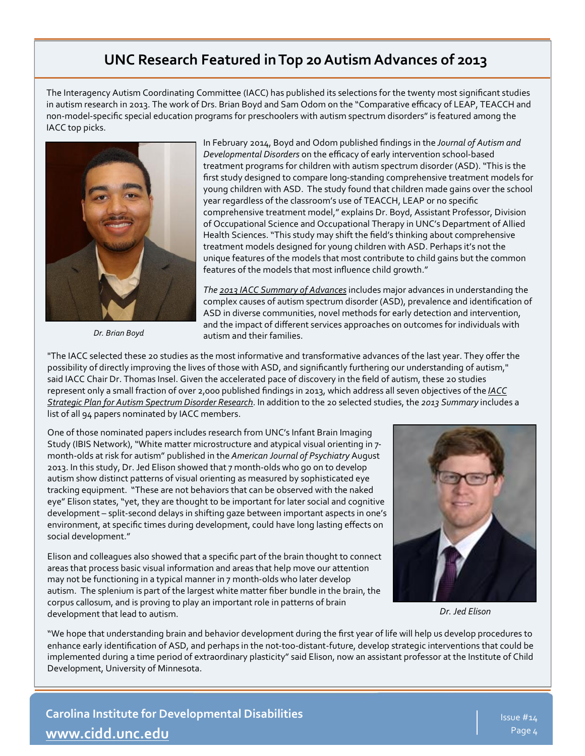# UNC Research Featured in Top 20 Autism Advances of 2013

The Interagency Autism Coordinating Committee (IACC) has published its selections for the twenty most significant studies in autism research in 2013. The work of Drs. Brian Boyd and Sam Odom on the "Comparative efficacy of LEAP, TEACCH and non-model-specific special education programs for preschoolers with autism spectrum disorders" is featured among the IACC top picks.

*Dr. Brian Boyd*

In February 2014, Boyd and Odom published findings in the *Journal of Autism and Developmental Disorders* on the efficacy of early intervention school-based treatment programs for children with autism spectrum disorder (ASD). "This is the first study designed to compare long-standing comprehensive treatment models for young children with ASD. The study found that children made gains over the school year regardless of the classroom's use of TEACCH, LEAP or no specific comprehensive treatment model," explains Dr. Boyd, Assistant Professor, Division of Occupational Science and Occupational Therapy in UNC's Department of Allied Health Sciences. "This study may shift the field's thinking about comprehensive treatment models designed for young children with ASD. Perhaps it's not the unique features of the models that most contribute to child gains but the common features of the models that most influence child growth."

*The 2013 IACC Summary of Advances* includes major advances in understanding the complex causes of autism spectrum disorder (ASD), prevalence and identification of ASD in diverse communities, novel methods for early detection and intervention, and the impact of different services approaches on outcomes for individuals with autism and their families.

"The IACC selected these 20 studies as the most informative and transformative advances of the last year. They offer the possibility of directly improving the lives of those with ASD, and significantly furthering our understanding of autism," said IACC Chair Dr. Thomas Insel. Given the accelerated pace of discovery in the field of autism, these 20 studies represent only a small fraction of over 2,000 published findings in 2013, which address all seven objectives of the *IACC Strategic Plan for Autism Spectrum Disorder Research*. In addition to the 20 selected studies, the *2013 Summary* includes a list of all 94 papers nominated by IACC members.

One of those nominated papers includes research from UNC's Infant Brain Imaging Study (IBIS Network), "White matter microstructure and atypical visual orienting in 7-month-olds at risk for autism" published in the *American Journal of Psychiatry* August 2013. In this study, Dr. Jed Elison showed that 7 month-olds who go on to develop autism show distinct patterns of visual orienting as measured by sophisticated eye tracking equipment. "These are not behaviors that can be observed with the naked eye" Elison states, "yet, they are thought to be important for later social and cognitive development – split-second delays in shifting gaze between important aspects in one's environment, at specific times during development, could have long lasting effects on social development."

Elison and colleagues also showed that a specific part of the brain thought to connect areas that process basic visual information and areas that help move our attention may not be functioning in a typical manner in 7 month-olds who later develop autism. The splenium is part of the largest white matter fiber bundle in the brain, the corpus callosum, and is proving to play an important role in patterns of brain development that lead to autism.

*Dr. Jed Elison*

"We hope that understanding brain and behavior development during the first year of life will help us develop procedures to enhance early identification of ASD, and perhaps in the not-too-distant-future, develop strategic interventions that could be implemented during a time period of extraordinary plasticity" said Elison, now an assistant professor at the Institute of Child Development, University of Minnesota.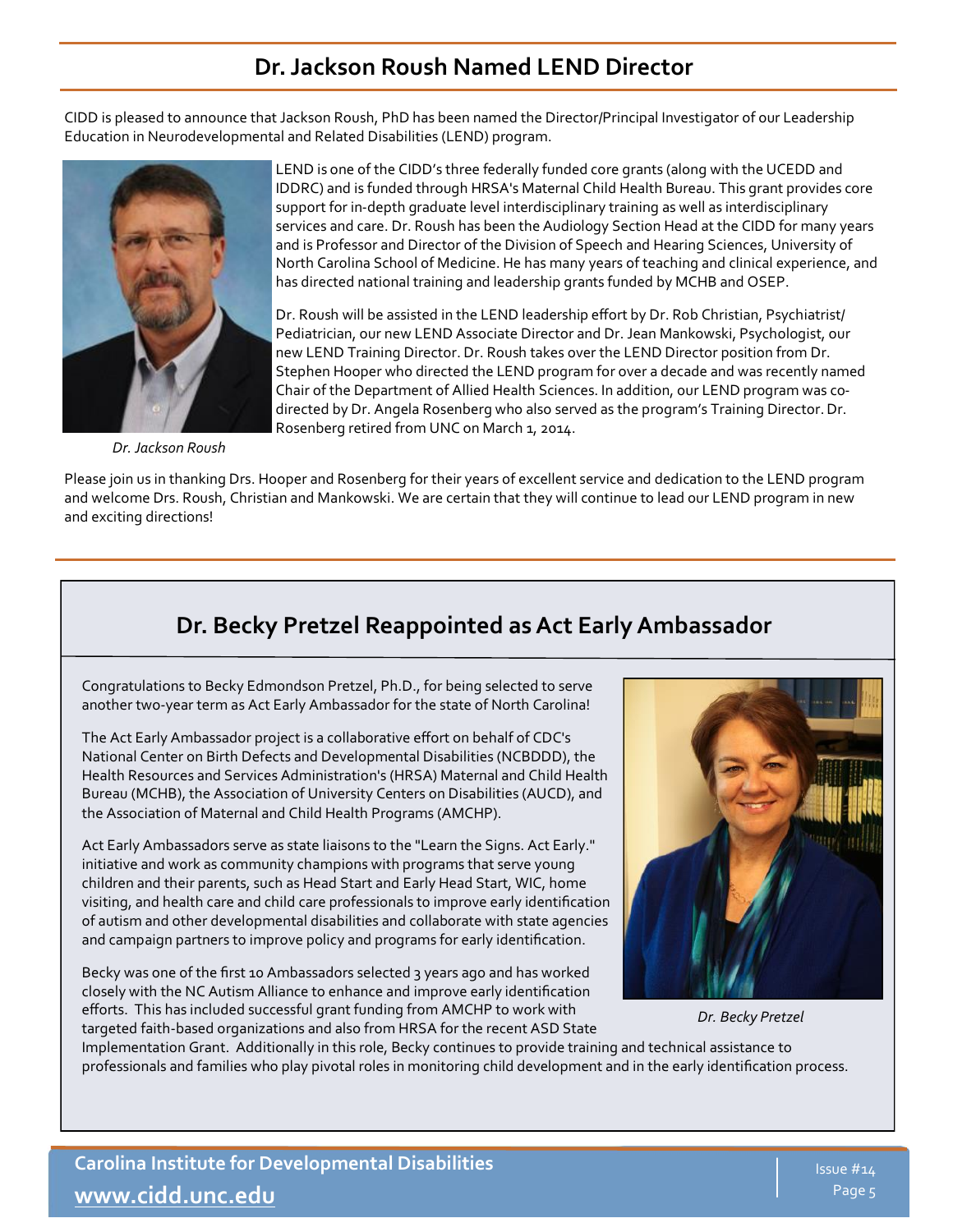## Dr. Jackson Roush Named LEND Director

CIDD is pleased to announce that Jackson Roush, PhD has been named the Director/Principal Investigator of our Leadership Education in Neurodevelopmental and Related Disabilities (LEND) program.

LEND is one of the CIDD's three federally funded core grants (along with the UCEDD and IDDRC) and is funded through HRSA's Maternal Child Health Bureau. This grant provides core support for in-depth graduate level interdisciplinary training as well as interdisciplinary services and care. Dr. Roush has been the Audiology Section Head at the CIDD for many years and is Professor and Director of the Division of Speech and Hearing Sciences, University of North Carolina School of Medicine. He has many years of teaching and clinical experience, and has directed national training and leadership grants funded by MCHB and OSEP.

Dr. Roush will be assisted in the LEND leadership effort by Dr. Rob Christian, Psychiatrist/ Pediatrician, our new LEND Associate Director and Dr. Jean Mankowski, Psychologist, our new LEND Training Director. Dr. Roush takes over the LEND Director position from Dr. Stephen Hooper who directed the LEND program for over a decade and was recently named Chair of the Department of Allied Health Sciences. In addition, our LEND program was co-directed by Dr. Angela Rosenberg who also served as the program's Training Director. Dr. Rosenberg retired from UNC on March 1, 2014.

*Dr. Jackson Roush*

Please join us in thanking Drs. Hooper and Rosenberg for their years of excellent service and dedication to the LEND program and welcome Drs. Roush, Christian and Mankowski. We are certain that they will continue to lead our LEND program in new and exciting directions!

## Dr. Becky Pretzel Reappointed as Act Early Ambassador

Congratulations to Becky Edmondson Pretzel, Ph.D., for being selected to serve another two-year term as Act Early Ambassador for the state of North Carolina!

The Act Early Ambassador project is a collaborative effort on behalf of CDC's National Center on Birth Defects and Developmental Disabilities (NCBDDD), the Health Resources and Services Administration's (HRSA) Maternal and Child Health Bureau (MCHB), the Association of University Centers on Disabilities (AUCD), and the Association of Maternal and Child Health Programs (AMCHP).

Act Early Ambassadors serve as state liaisons to the "Learn the Signs. Act Early." initiative and work as community champions with programs that serve young children and their parents, such as Head Start and Early Head Start, WIC, home visiting, and health care and child care professionals to improve early identification of autism and other developmental disabilities and collaborate with state agencies and campaign partners to improve policy and programs for early identification.

Becky was one of the first 10 Ambassadors selected 3 years ago and has worked closely with the NC Autism Alliance to enhance and improve early identification efforts. This has included successful grant funding from AMCHP to work with targeted faith-based organizations and also from HRSA for the recent ASD State Implementation Grant. Additionally in this role, Becky continues to provide training and technical assistance to professionals and families who play pivotal roles in monitoring child development and in the early identification process.

*Dr. Becky Pretzel*

**Carolina Institute for Developmental Disabilities**
**www.cidd.unc.edu**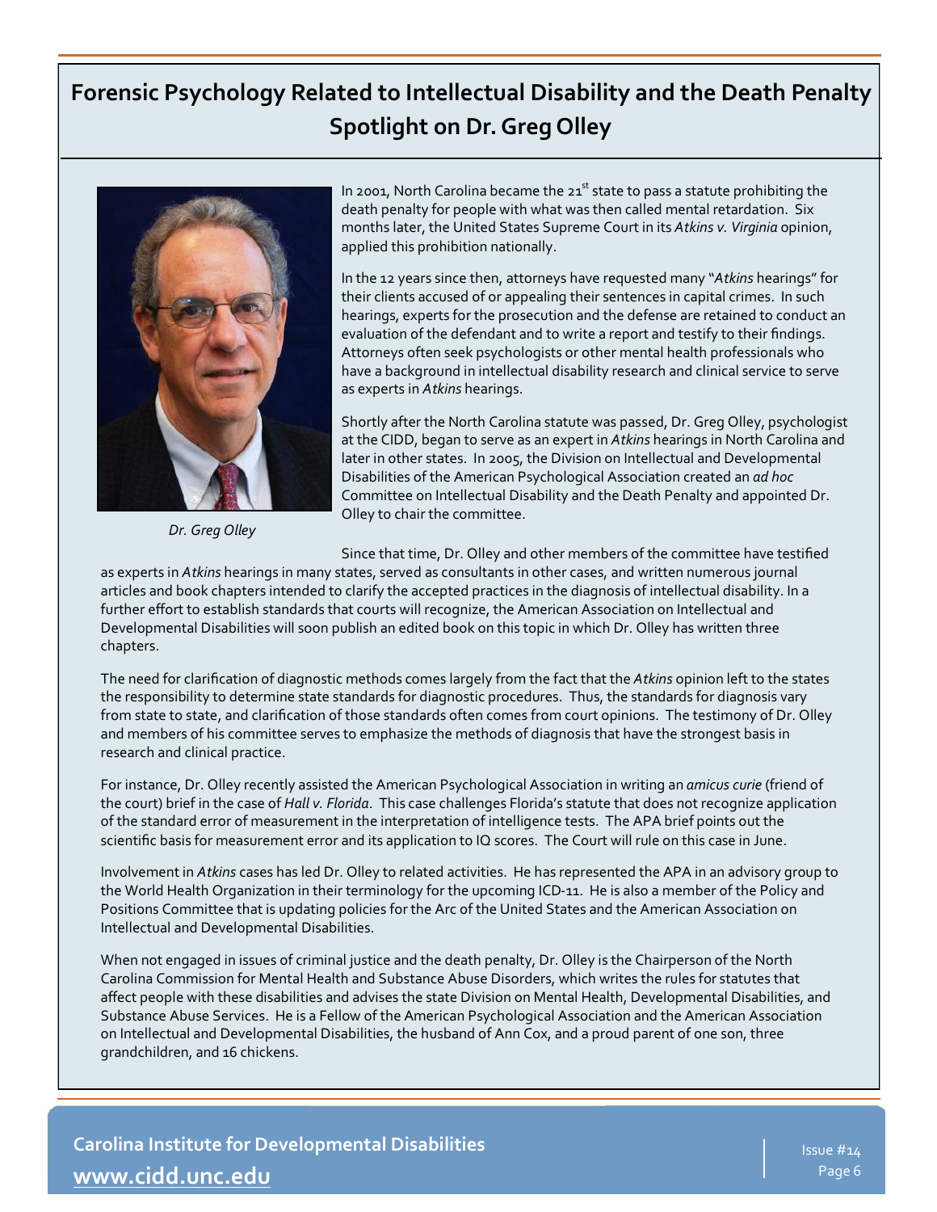# Forensic Psychology Related to Intellectual Disability and the Death Penalty
## Spotlight on Dr. Greg Olley

*Dr. Greg Olley*

In 2001, North Carolina became the 21st state to pass a statute prohibiting the death penalty for people with what was then called mental retardation. Six months later, the United States Supreme Court in its *Atkins v. Virginia* opinion, applied this prohibition nationally.

In the 12 years since then, attorneys have requested many "*Atkins* hearings" for their clients accused of or appealing their sentences in capital crimes. In such hearings, experts for the prosecution and the defense are retained to conduct an evaluation of the defendant and to write a report and testify to their findings. Attorneys often seek psychologists or other mental health professionals who have a background in intellectual disability research and clinical service to serve as experts in *Atkins* hearings.

Shortly after the North Carolina statute was passed, Dr. Greg Olley, psychologist at the CIDD, began to serve as an expert in *Atkins* hearings in North Carolina and later in other states. In 2005, the Division on Intellectual and Developmental Disabilities of the American Psychological Association created an *ad hoc* Committee on Intellectual Disability and the Death Penalty and appointed Dr. Olley to chair the committee.

Since that time, Dr. Olley and other members of the committee have testified as experts in *Atkins* hearings in many states, served as consultants in other cases, and written numerous journal articles and book chapters intended to clarify the accepted practices in the diagnosis of intellectual disability. In a further effort to establish standards that courts will recognize, the American Association on Intellectual and Developmental Disabilities will soon publish an edited book on this topic in which Dr. Olley has written three chapters.

The need for clarification of diagnostic methods comes largely from the fact that the *Atkins* opinion left to the states the responsibility to determine state standards for diagnostic procedures. Thus, the standards for diagnosis vary from state to state, and clarification of those standards often comes from court opinions. The testimony of Dr. Olley and members of his committee serves to emphasize the methods of diagnosis that have the strongest basis in research and clinical practice.

For instance, Dr. Olley recently assisted the American Psychological Association in writing an *amicus curie* (friend of the court) brief in the case of *Hall v. Florida*. This case challenges Florida's statute that does not recognize application of the standard error of measurement in the interpretation of intelligence tests. The APA brief points out the scientific basis for measurement error and its application to IQ scores. The Court will rule on this case in June.

Involvement in *Atkins* cases has led Dr. Olley to related activities. He has represented the APA in an advisory group to the World Health Organization in their terminology for the upcoming ICD-11. He is also a member of the Policy and Positions Committee that is updating policies for the Arc of the United States and the American Association on Intellectual and Developmental Disabilities.

When not engaged in issues of criminal justice and the death penalty, Dr. Olley is the Chairperson of the North Carolina Commission for Mental Health and Substance Abuse Disorders, which writes the rules for statutes that affect people with these disabilities and advises the state Division on Mental Health, Developmental Disabilities, and Substance Abuse Services. He is a Fellow of the American Psychological Association and the American Association on Intellectual and Developmental Disabilities, the husband of Ann Cox, and a proud parent of one son, three grandchildren, and 16 chickens.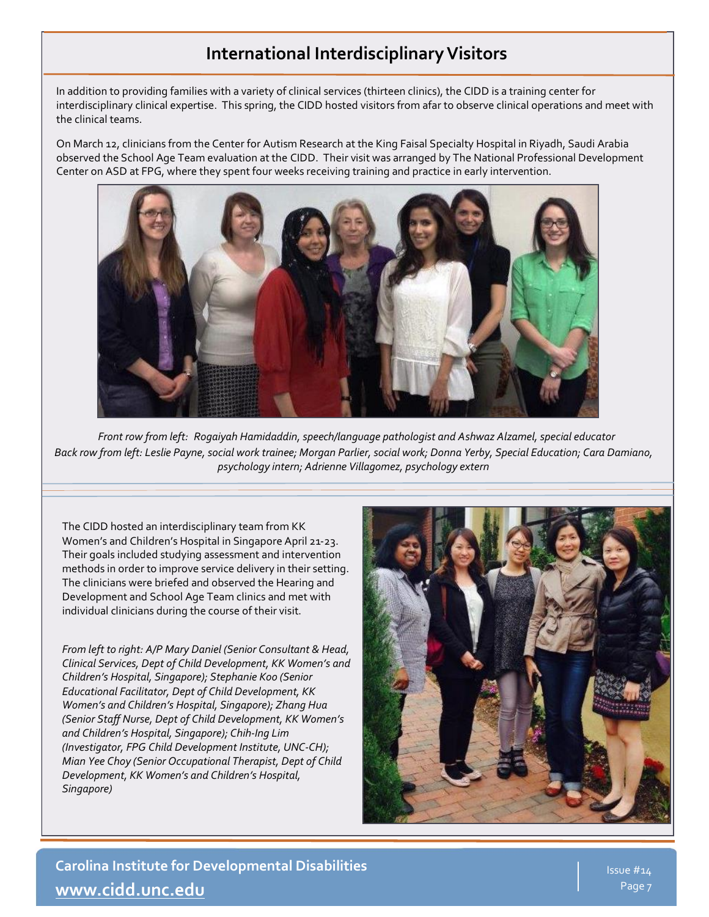# International Interdisciplinary Visitors

In addition to providing families with a variety of clinical services (thirteen clinics), the CIDD is a training center for interdisciplinary clinical expertise. This spring, the CIDD hosted visitors from afar to observe clinical operations and meet with the clinical teams.

On March 12, clinicians from the Center for Autism Research at the King Faisal Specialty Hospital in Riyadh, Saudi Arabia observed the School Age Team evaluation at the CIDD. Their visit was arranged by The National Professional Development Center on ASD at FPG, where they spent four weeks receiving training and practice in early intervention.

*Front row from left: Rogaiyah Hamidaddin, speech/language pathologist and Ashwaz Alzamel, special educator*
*Back row from left: Leslie Payne, social work trainee; Morgan Parlier, social work; Donna Yerby, Special Education; Cara Damiano, psychology intern; Adrienne Villagomez, psychology extern*

The CIDD hosted an interdisciplinary team from KK Women's and Children's Hospital in Singapore April 21-23. Their goals included studying assessment and intervention methods in order to improve service delivery in their setting. The clinicians were briefed and observed the Hearing and Development and School Age Team clinics and met with individual clinicians during the course of their visit.

*From left to right: A/P Mary Daniel (Senior Consultant & Head, Clinical Services, Dept of Child Development, KK Women's and Children's Hospital, Singapore); Stephanie Koo (Senior Educational Facilitator, Dept of Child Development, KK Women's and Children's Hospital, Singapore); Zhang Hua (Senior Staff Nurse, Dept of Child Development, KK Women's and Children's Hospital, Singapore); Chih-Ing Lim (Investigator, FPG Child Development Institute, UNC-CH); Mian Yee Choy (Senior Occupational Therapist, Dept of Child Development, KK Women's and Children's Hospital, Singapore)*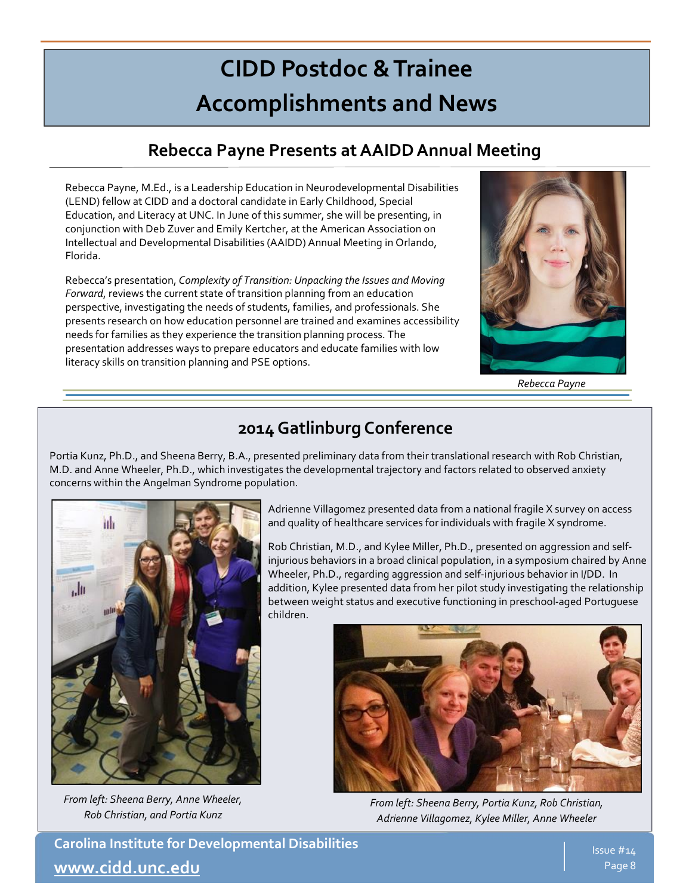# CIDD Postdoc & Trainee Accomplishments and News

## Rebecca Payne Presents at AAIDD Annual Meeting

Rebecca Payne, M.Ed., is a Leadership Education in Neurodevelopmental Disabilities (LEND) fellow at CIDD and a doctoral candidate in Early Childhood, Special Education, and Literacy at UNC. In June of this summer, she will be presenting, in conjunction with Deb Zuver and Emily Kertcher, at the American Association on Intellectual and Developmental Disabilities (AAIDD) Annual Meeting in Orlando, Florida.

Rebecca's presentation, *Complexity of Transition: Unpacking the Issues and Moving Forward*, reviews the current state of transition planning from an education perspective, investigating the needs of students, families, and professionals. She presents research on how education personnel are trained and examines accessibility needs for families as they experience the transition planning process. The presentation addresses ways to prepare educators and educate families with low literacy skills on transition planning and PSE options.

*Rebecca Payne*

## 2014 Gatlinburg Conference

Portia Kunz, Ph.D., and Sheena Berry, B.A., presented preliminary data from their translational research with Rob Christian, M.D. and Anne Wheeler, Ph.D., which investigates the developmental trajectory and factors related to observed anxiety concerns within the Angelman Syndrome population.

Adrienne Villagomez presented data from a national fragile X survey on access and quality of healthcare services for individuals with fragile X syndrome.

Rob Christian, M.D., and Kylee Miller, Ph.D., presented on aggression and self-injurious behaviors in a broad clinical population, in a symposium chaired by Anne Wheeler, Ph.D., regarding aggression and self-injurious behavior in I/DD. In addition, Kylee presented data from her pilot study investigating the relationship between weight status and executive functioning in preschool-aged Portuguese children.

*From left: Sheena Berry, Anne Wheeler, Rob Christian, and Portia Kunz*

*From left: Sheena Berry, Portia Kunz, Rob Christian, Adrienne Villagomez, Kylee Miller, Anne Wheeler*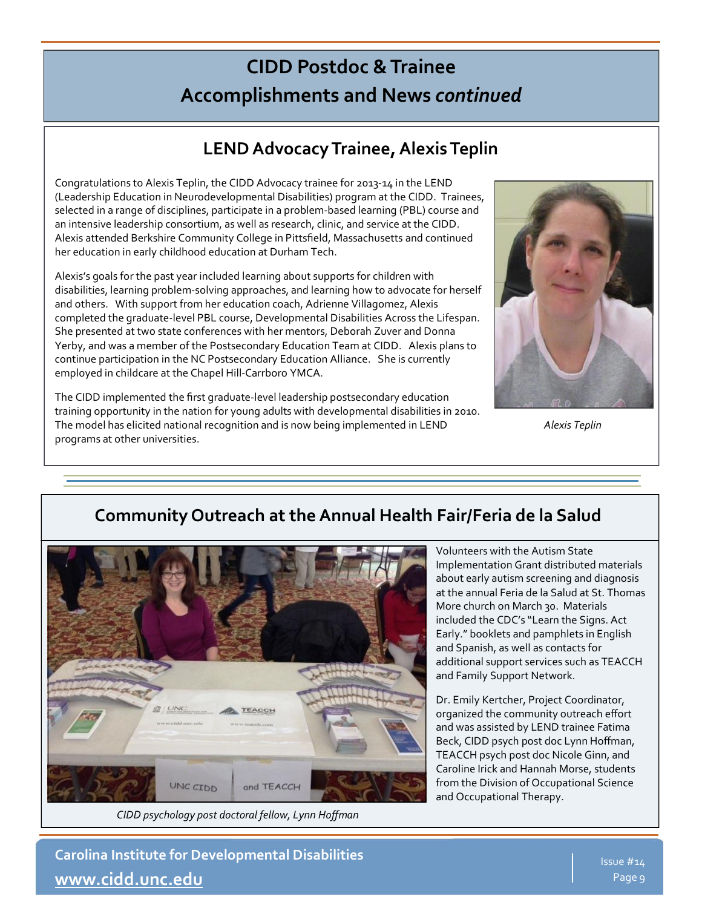# CIDD Postdoc & Trainee Accomplishments and News *continued*

## LEND Advocacy Trainee, Alexis Teplin

Congratulations to Alexis Teplin, the CIDD Advocacy trainee for 2013-14 in the LEND (Leadership Education in Neurodevelopmental Disabilities) program at the CIDD. Trainees, selected in a range of disciplines, participate in a problem-based learning (PBL) course and an intensive leadership consortium, as well as research, clinic, and service at the CIDD. Alexis attended Berkshire Community College in Pittsfield, Massachusetts and continued her education in early childhood education at Durham Tech.

Alexis's goals for the past year included learning about supports for children with disabilities, learning problem-solving approaches, and learning how to advocate for herself and others. With support from her education coach, Adrienne Villagomez, Alexis completed the graduate-level PBL course, Developmental Disabilities Across the Lifespan. She presented at two state conferences with her mentors, Deborah Zuver and Donna Yerby, and was a member of the Postsecondary Education Team at CIDD. Alexis plans to continue participation in the NC Postsecondary Education Alliance. She is currently employed in childcare at the Chapel Hill-Carrboro YMCA.

The CIDD implemented the first graduate-level leadership postsecondary education training opportunity in the nation for young adults with developmental disabilities in 2010. The model has elicited national recognition and is now being implemented in LEND programs at other universities.

*Alexis Teplin*

## Community Outreach at the Annual Health Fair/Feria de la Salud

*CIDD psychology post doctoral fellow, Lynn Hoffman*

Volunteers with the Autism State Implementation Grant distributed materials about early autism screening and diagnosis at the annual Feria de la Salud at St. Thomas More church on March 30. Materials included the CDC's "Learn the Signs. Act Early." booklets and pamphlets in English and Spanish, as well as contacts for additional support services such as TEACCH and Family Support Network.

Dr. Emily Kertcher, Project Coordinator, organized the community outreach effort and was assisted by LEND trainee Fatima Beck, CIDD psych post doc Lynn Hoffman, TEACCH psych post doc Nicole Ginn, and Caroline Irick and Hannah Morse, students from the Division of Occupational Science and Occupational Therapy.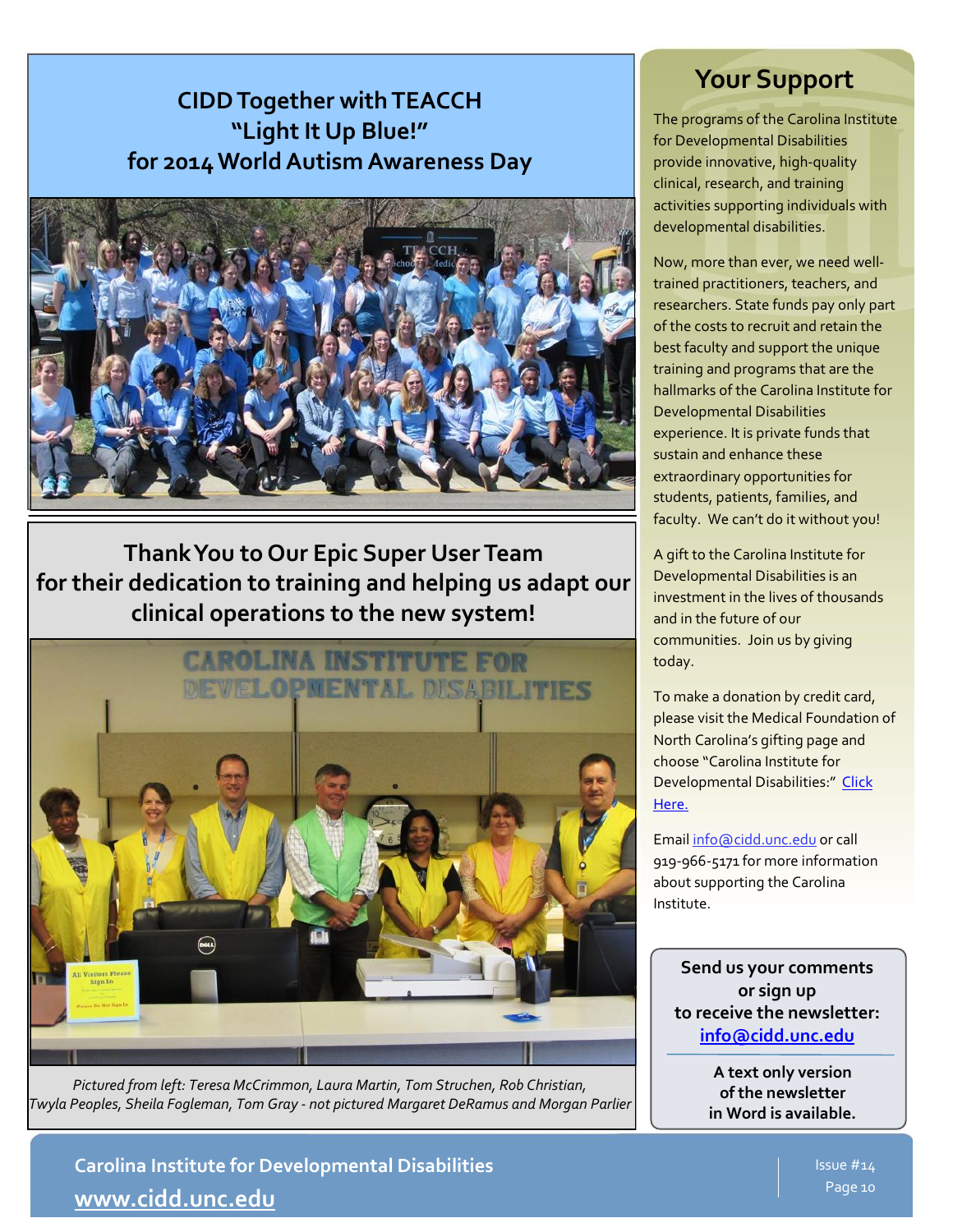## CIDD Together with TEACCH "Light It Up Blue!" for 2014 World Autism Awareness Day

## Thank You to Our Epic Super User Team for their dedication to training and helping us adapt our clinical operations to the new system!

*Pictured from left: Teresa McCrimmon, Laura Martin, Tom Struchen, Rob Christian, Twyla Peoples, Sheila Fogleman, Tom Gray - not pictured Margaret DeRamus and Morgan Parlier*

## Your Support

The programs of the Carolina Institute for Developmental Disabilities provide innovative, high-quality clinical, research, and training activities supporting individuals with developmental disabilities.

Now, more than ever, we need well-trained practitioners, teachers, and researchers. State funds pay only part of the costs to recruit and retain the best faculty and support the unique training and programs that are the hallmarks of the Carolina Institute for Developmental Disabilities experience. It is private funds that sustain and enhance these extraordinary opportunities for students, patients, families, and faculty. We can't do it without you!

A gift to the Carolina Institute for Developmental Disabilities is an investment in the lives of thousands and in the future of our communities. Join us by giving today.

To make a donation by credit card, please visit the Medical Foundation of North Carolina's gifting page and choose "Carolina Institute for Developmental Disabilities:" Click Here.

Email info@cidd.unc.edu or call 919-966-5171 for more information about supporting the Carolina Institute.

**Send us your comments or sign up to receive the newsletter: info@cidd.unc.edu**

**A text only version of the newsletter in Word is available.**

**Carolina Institute for Developmental Disabilities**
**www.cidd.unc.edu**